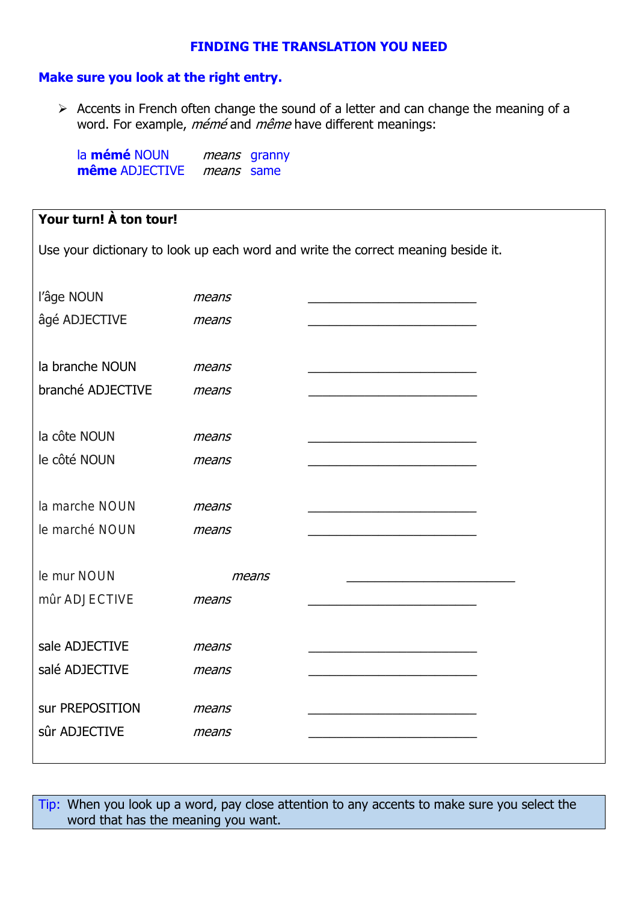## FINDING THE TRANSLATION YOU NEED

### Make sure you look at the right entry.

- Accents in French often change the sound of a letter and can change the meaning of a word. For example, *mémé* and *même* have different meanings:

| | | |
|---|---|---|
| la **mémé** NOUN | *means* | granny |
| **même** ADJECTIVE | *means* | same |

**Your turn! À ton tour!**

Use your dictionary to look up each word and write the correct meaning beside it.

| | | |
|---|---|---|
| l'âge NOUN | *means* | ___________________________ |
| âgé ADJECTIVE | *means* | ___________________________ |
| | | |
| la branche NOUN | *means* | ___________________________ |
| branché ADJECTIVE | *means* | ___________________________ |
| | | |
| la côte NOUN | *means* | ___________________________ |
| le côté NOUN | *means* | ___________________________ |
| | | |
| la marche NOUN | *means* | ___________________________ |
| le marché NOUN | *means* | ___________________________ |
| | | |
| le mur NOUN | *means* | ___________________________ |
| mûr ADJECTIVE | *means* | ___________________________ |
| | | |
| sale ADJECTIVE | *means* | ___________________________ |
| salé ADJECTIVE | *means* | ___________________________ |
| | | |
| sur PREPOSITION | *means* | ___________________________ |
| sûr ADJECTIVE | *means* | ___________________________ |

Tip: When you look up a word, pay close attention to any accents to make sure you select the word that has the meaning you want.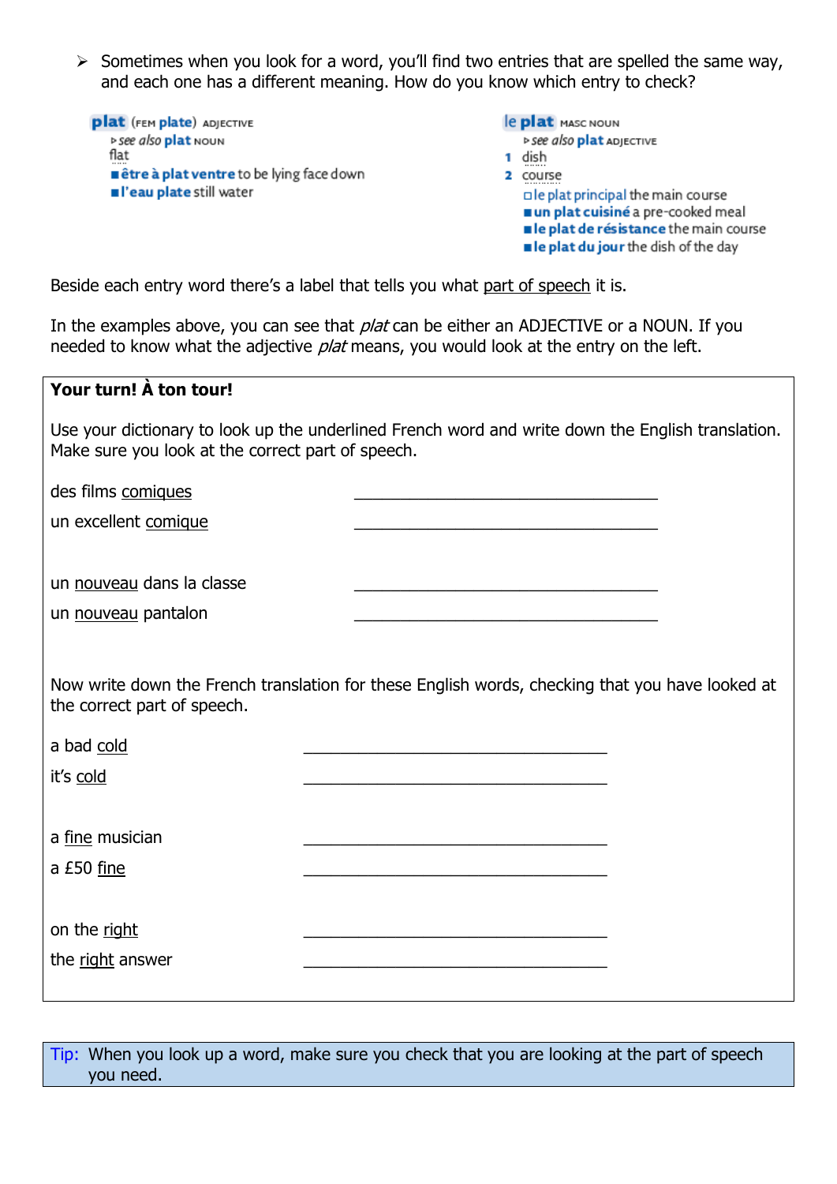- Sometimes when you look for a word, you'll find two entries that are spelled the same way, and each one has a different meaning. How do you know which entry to check?

**plat** (FEM **plate**) ADJECTIVE
▷ *see also* **plat** NOUN
flat
■ **être à plat ventre** to be lying face down
■ **l'eau plate** still water

**le plat** MASC NOUN
▷ *see also* **plat** ADJECTIVE
1 dish
2 course
□ le plat principal the main course
■ **un plat cuisiné** a pre-cooked meal
■ **le plat de résistance** the main course
■ **le plat du jour** the dish of the day

Beside each entry word there's a label that tells you what part of speech it is.

In the examples above, you can see that *plat* can be either an ADJECTIVE or a NOUN. If you needed to know what the adjective *plat* means, you would look at the entry on the left.

**Your turn! À ton tour!**

Use your dictionary to look up the underlined French word and write down the English translation. Make sure you look at the correct part of speech.

des films comiques ________________________________

un excellent comique ________________________________

un nouveau dans la classe ________________________________

un nouveau pantalon ________________________________

Now write down the French translation for these English words, checking that you have looked at the correct part of speech.

a bad cold ________________________________

it's cold ________________________________

a fine musician ________________________________

a £50 fine ________________________________

on the right ________________________________

the right answer ________________________________

Tip: When you look up a word, make sure you check that you are looking at the part of speech you need.